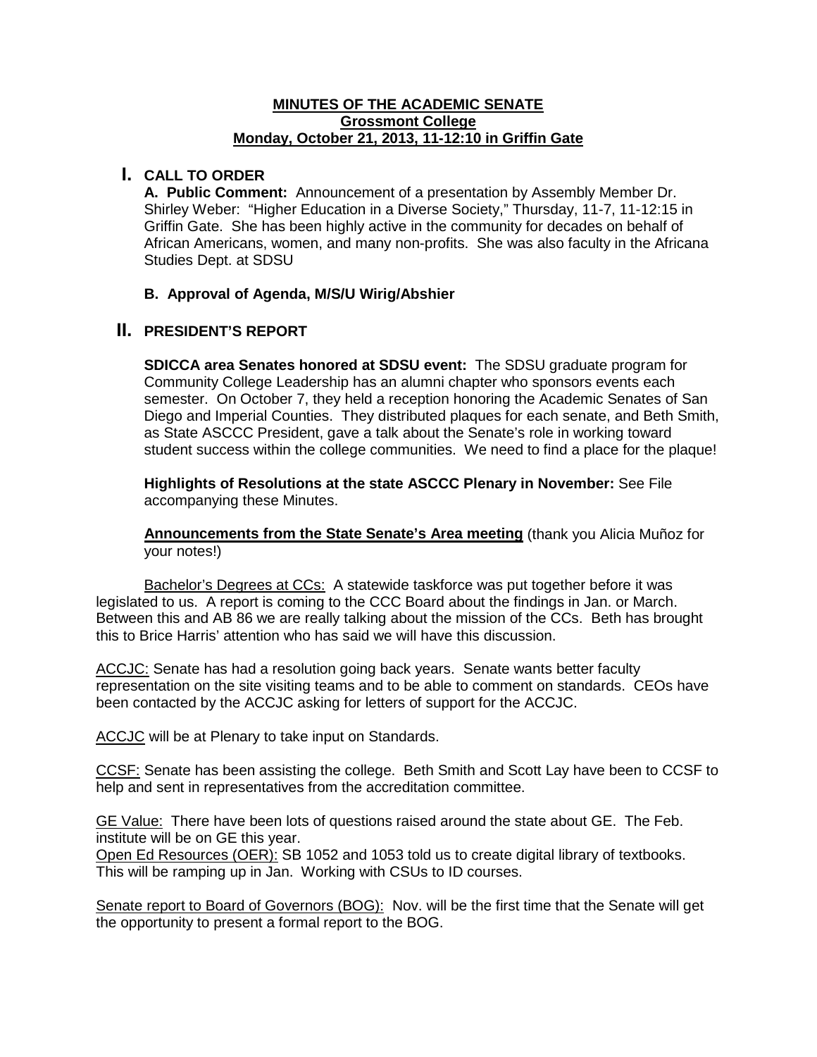**MINUTES OF THE ACADEMIC SENATE**
**Grossmont College**
**Monday, October 21, 2013, 11-12:10 in Griffin Gate**

## I. CALL TO ORDER

**A. Public Comment:** Announcement of a presentation by Assembly Member Dr. Shirley Weber: "Higher Education in a Diverse Society," Thursday, 11-7, 11-12:15 in Griffin Gate. She has been highly active in the community for decades on behalf of African Americans, women, and many non-profits. She was also faculty in the Africana Studies Dept. at SDSU

**B. Approval of Agenda, M/S/U Wirig/Abshier**

## II. PRESIDENT'S REPORT

**SDICCA area Senates honored at SDSU event:** The SDSU graduate program for Community College Leadership has an alumni chapter who sponsors events each semester. On October 7, they held a reception honoring the Academic Senates of San Diego and Imperial Counties. They distributed plaques for each senate, and Beth Smith, as State ASCCC President, gave a talk about the Senate's role in working toward student success within the college communities. We need to find a place for the plaque!

**Highlights of Resolutions at the state ASCCC Plenary in November:** See File accompanying these Minutes.

**Announcements from the State Senate's Area meeting** (thank you Alicia Muñoz for your notes!)

Bachelor's Degrees at CCs: A statewide taskforce was put together before it was legislated to us. A report is coming to the CCC Board about the findings in Jan. or March. Between this and AB 86 we are really talking about the mission of the CCs. Beth has brought this to Brice Harris' attention who has said we will have this discussion.

ACCJC: Senate has had a resolution going back years. Senate wants better faculty representation on the site visiting teams and to be able to comment on standards. CEOs have been contacted by the ACCJC asking for letters of support for the ACCJC.

ACCJC will be at Plenary to take input on Standards.

CCSF: Senate has been assisting the college. Beth Smith and Scott Lay have been to CCSF to help and sent in representatives from the accreditation committee.

GE Value: There have been lots of questions raised around the state about GE. The Feb. institute will be on GE this year.

Open Ed Resources (OER): SB 1052 and 1053 told us to create digital library of textbooks. This will be ramping up in Jan. Working with CSUs to ID courses.

Senate report to Board of Governors (BOG): Nov. will be the first time that the Senate will get the opportunity to present a formal report to the BOG.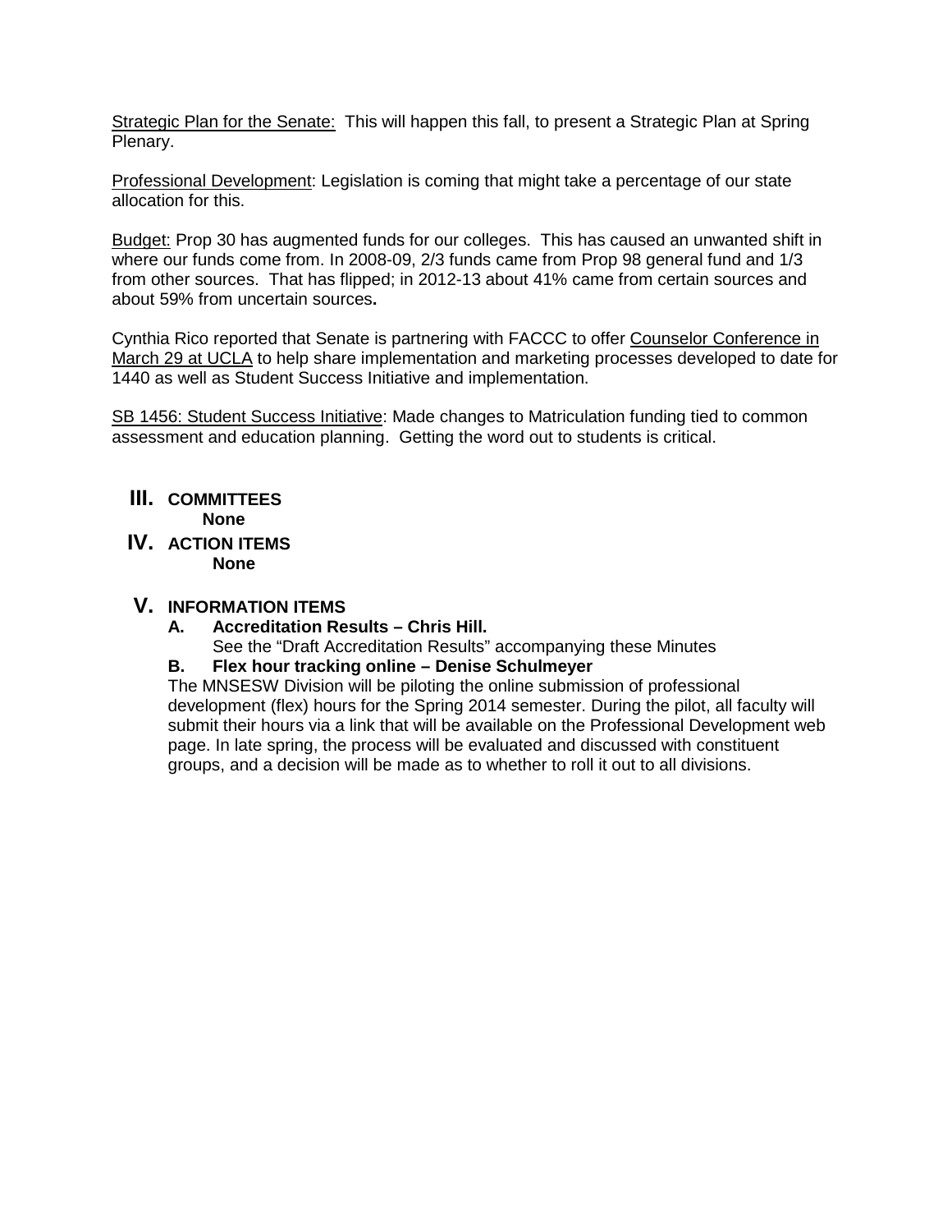Strategic Plan for the Senate: This will happen this fall, to present a Strategic Plan at Spring Plenary.

Professional Development: Legislation is coming that might take a percentage of our state allocation for this.

Budget: Prop 30 has augmented funds for our colleges. This has caused an unwanted shift in where our funds come from. In 2008-09, 2/3 funds came from Prop 98 general fund and 1/3 from other sources. That has flipped; in 2012-13 about 41% came from certain sources and about 59% from uncertain sources**.**

Cynthia Rico reported that Senate is partnering with FACCC to offer Counselor Conference in March 29 at UCLA to help share implementation and marketing processes developed to date for 1440 as well as Student Success Initiative and implementation.

SB 1456: Student Success Initiative: Made changes to Matriculation funding tied to common assessment and education planning. Getting the word out to students is critical.

## III. COMMITTEES

**None**

## IV. ACTION ITEMS

**None**

## V. INFORMATION ITEMS

**A. Accreditation Results – Chris Hill.**

See the "Draft Accreditation Results" accompanying these Minutes

**B. Flex hour tracking online – Denise Schulmeyer**

The MNSESW Division will be piloting the online submission of professional development (flex) hours for the Spring 2014 semester. During the pilot, all faculty will submit their hours via a link that will be available on the Professional Development web page. In late spring, the process will be evaluated and discussed with constituent groups, and a decision will be made as to whether to roll it out to all divisions.